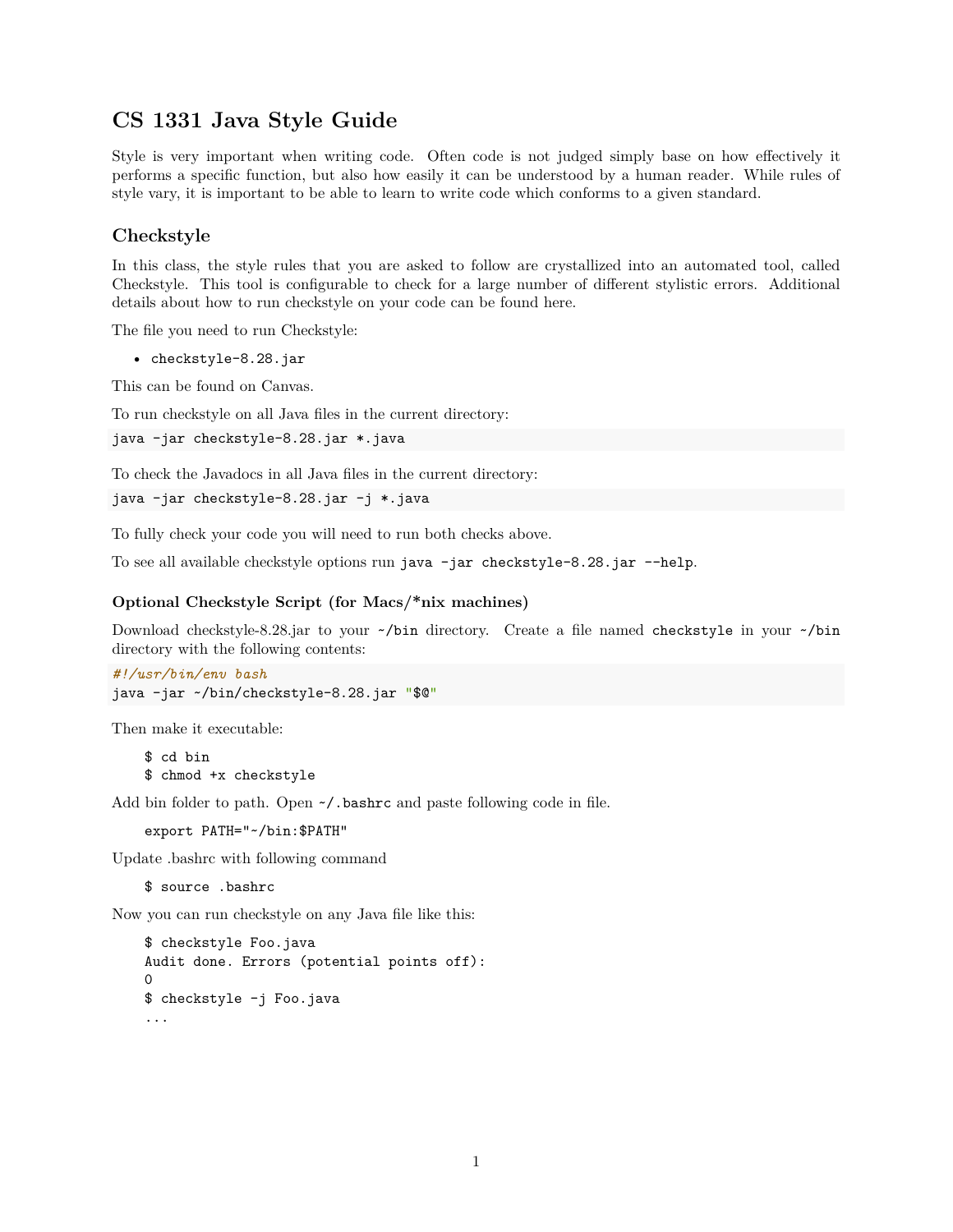# CS 1331 Java Style Guide

Style is very important when writing code. Often code is not judged simply base on how effectively it performs a specific function, but also how easily it can be understood by a human reader. While rules of style vary, it is important to be able to learn to write code which conforms to a given standard.

## Checkstyle

In this class, the style rules that you are asked to follow are crystallized into an automated tool, called Checkstyle. This tool is configurable to check for a large number of different stylistic errors. Additional details about how to run checkstyle on your code can be found here.

The file you need to run Checkstyle:

- `checkstyle-8.28.jar`

This can be found on Canvas.

To run checkstyle on all Java files in the current directory:

```
java -jar checkstyle-8.28.jar *.java
```

To check the Javadocs in all Java files in the current directory:

```
java -jar checkstyle-8.28.jar -j *.java
```

To fully check your code you will need to run both checks above.

To see all available checkstyle options run `java -jar checkstyle-8.28.jar --help`.

### Optional Checkstyle Script (for Macs/*nix machines)

Download checkstyle-8.28.jar to your `~/bin` directory. Create a file named `checkstyle` in your `~/bin` directory with the following contents:

```
#!/usr/bin/env bash
java -jar ~/bin/checkstyle-8.28.jar "$@"
```

Then make it executable:

```
$ cd bin
$ chmod +x checkstyle
```

Add bin folder to path. Open `~/.bashrc` and paste following code in file.

```
export PATH="~/bin:$PATH"
```

Update .bashrc with following command

```
$ source .bashrc
```

Now you can run checkstyle on any Java file like this:

```
$ checkstyle Foo.java
Audit done. Errors (potential points off):
0
$ checkstyle -j Foo.java
...
```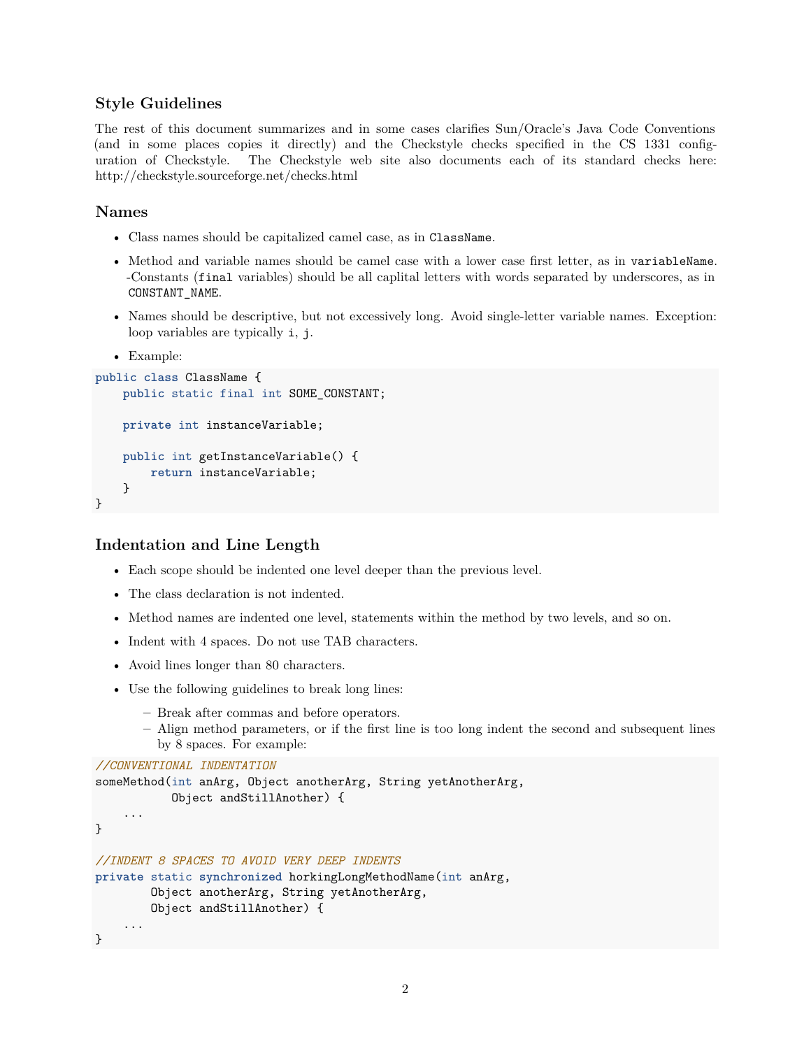## Style Guidelines

The rest of this document summarizes and in some cases clarifies Sun/Oracle's Java Code Conventions (and in some places copies it directly) and the Checkstyle checks specified in the CS 1331 configuration of Checkstyle. The Checkstyle web site also documents each of its standard checks here: http://checkstyle.sourceforge.net/checks.html

## Names

- Class names should be capitalized camel case, as in `ClassName`.
- Method and variable names should be camel case with a lower case first letter, as in `variableName`. -Constants (`final` variables) should be all caplital letters with words separated by underscores, as in `CONSTANT_NAME`.
- Names should be descriptive, but not excessively long. Avoid single-letter variable names. Exception: loop variables are typically `i`, `j`.
- Example:

```java
public class ClassName {
    public static final int SOME_CONSTANT;

    private int instanceVariable;

    public int getInstanceVariable() {
        return instanceVariable;
    }
}
```

## Indentation and Line Length

- Each scope should be indented one level deeper than the previous level.
- The class declaration is not indented.
- Method names are indented one level, statements within the method by two levels, and so on.
- Indent with 4 spaces. Do not use TAB characters.
- Avoid lines longer than 80 characters.
- Use the following guidelines to break long lines:
  - Break after commas and before operators.
  - Align method parameters, or if the first line is too long indent the second and subsequent lines by 8 spaces. For example:

```java
//CONVENTIONAL INDENTATION
someMethod(int anArg, Object anotherArg, String yetAnotherArg,
           Object andStillAnother) {
    ...
}

//INDENT 8 SPACES TO AVOID VERY DEEP INDENTS
private static synchronized horkingLongMethodName(int anArg,
        Object anotherArg, String yetAnotherArg,
        Object andStillAnother) {
    ...
}
```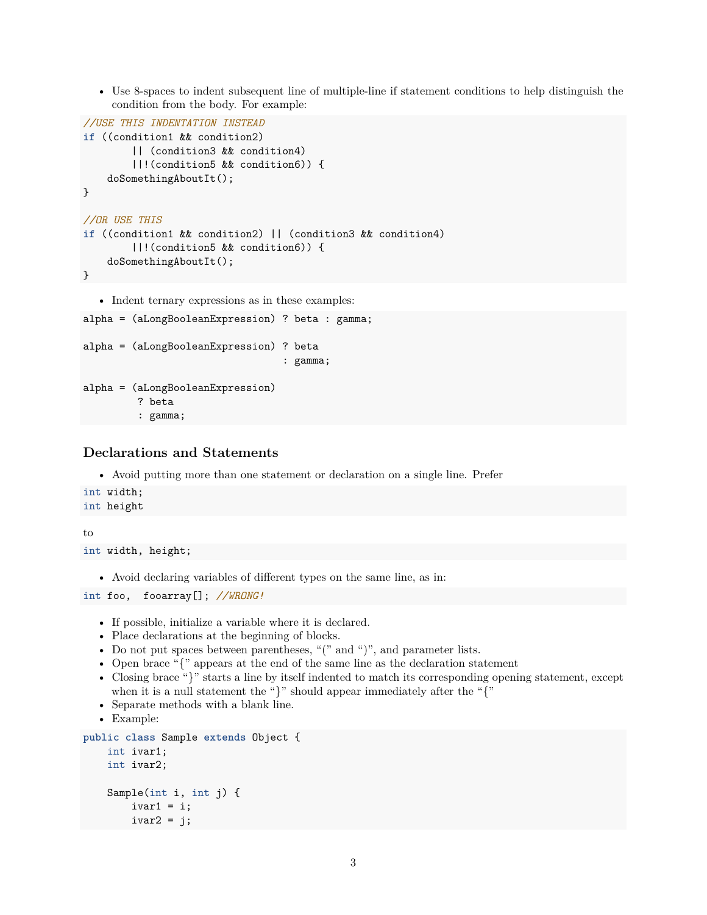- Use 8-spaces to indent subsequent line of multiple-line if statement conditions to help distinguish the condition from the body. For example:

```
//USE THIS INDENTATION INSTEAD
if ((condition1 && condition2)
        || (condition3 && condition4)
        ||!(condition5 && condition6)) {
    doSomethingAboutIt();
}

//OR USE THIS
if ((condition1 && condition2) || (condition3 && condition4)
        ||!(condition5 && condition6)) {
    doSomethingAboutIt();
}
```

- Indent ternary expressions as in these examples:

```
alpha = (aLongBooleanExpression) ? beta : gamma;

alpha = (aLongBooleanExpression) ? beta
                                 : gamma;

alpha = (aLongBooleanExpression)
         ? beta
         : gamma;
```

### Declarations and Statements

- Avoid putting more than one statement or declaration on a single line. Prefer

```
int width;
int height
```

to

```
int width, height;
```

- Avoid declaring variables of different types on the same line, as in:

```
int foo,  fooarray[]; //WRONG!
```

- If possible, initialize a variable where it is declared.
- Place declarations at the beginning of blocks.
- Do not put spaces between parentheses, "(" and ")", and parameter lists.
- Open brace "{" appears at the end of the same line as the declaration statement
- Closing brace "}" starts a line by itself indented to match its corresponding opening statement, except when it is a null statement the "}" should appear immediately after the "{"
- Separate methods with a blank line.
- Example:

```
public class Sample extends Object {
    int ivar1;
    int ivar2;

    Sample(int i, int j) {
        ivar1 = i;
        ivar2 = j;
```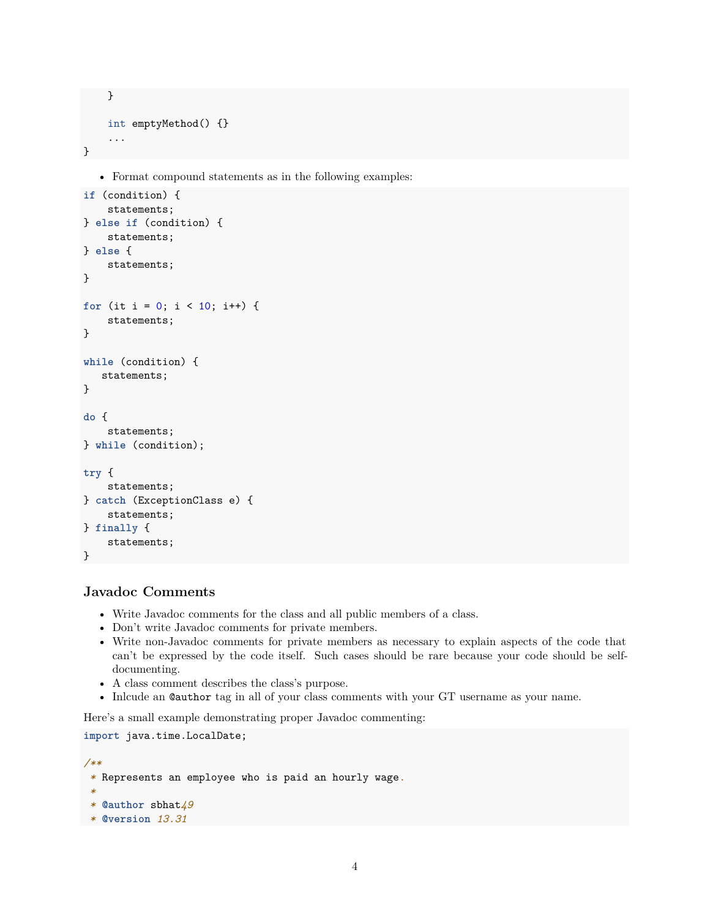```
    }

    int emptyMethod() {}
    ...
}
```

- Format compound statements as in the following examples:

```
if (condition) {
    statements;
} else if (condition) {
    statements;
} else {
    statements;
}

for (it i = 0; i < 10; i++) {
    statements;
}

while (condition) {
   statements;
}

do {
    statements;
} while (condition);

try {
    statements;
} catch (ExceptionClass e) {
    statements;
} finally {
    statements;
}
```

### Javadoc Comments

- Write Javadoc comments for the class and all public members of a class.
- Don't write Javadoc comments for private members.
- Write non-Javadoc comments for private members as necessary to explain aspects of the code that can't be expressed by the code itself. Such cases should be rare because your code should be self-documenting.
- A class comment describes the class's purpose.
- Inlcude an `@author` tag in all of your class comments with your GT username as your name.

Here's a small example demonstrating proper Javadoc commenting:

```
import java.time.LocalDate;

/**
 * Represents an employee who is paid an hourly wage.
 *
 * @author sbhat49
 * @version 13.31
```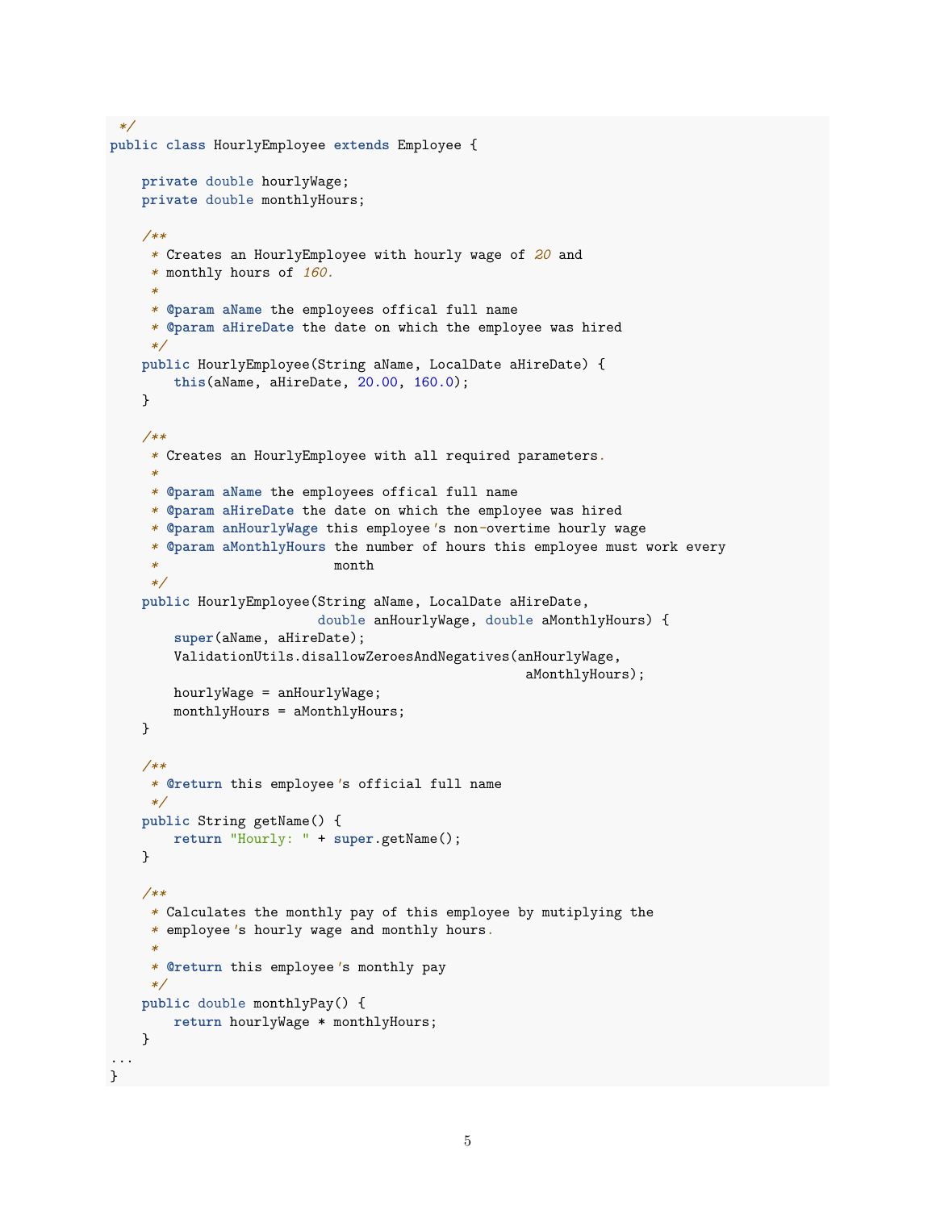```java
 */
public class HourlyEmployee extends Employee {

    private double hourlyWage;
    private double monthlyHours;

    /**
     * Creates an HourlyEmployee with hourly wage of 20 and
     * monthly hours of 160.
     *
     * @param aName the employees offical full name
     * @param aHireDate the date on which the employee was hired
     */
    public HourlyEmployee(String aName, LocalDate aHireDate) {
        this(aName, aHireDate, 20.00, 160.0);
    }

    /**
     * Creates an HourlyEmployee with all required parameters.
     *
     * @param aName the employees offical full name
     * @param aHireDate the date on which the employee was hired
     * @param anHourlyWage this employee's non-overtime hourly wage
     * @param aMonthlyHours the number of hours this employee must work every
     *                      month
     */
    public HourlyEmployee(String aName, LocalDate aHireDate,
                          double anHourlyWage, double aMonthlyHours) {
        super(aName, aHireDate);
        ValidationUtils.disallowZeroesAndNegatives(anHourlyWage,
                                                    aMonthlyHours);
        hourlyWage = anHourlyWage;
        monthlyHours = aMonthlyHours;
    }

    /**
     * @return this employee's official full name
     */
    public String getName() {
        return "Hourly: " + super.getName();
    }

    /**
     * Calculates the monthly pay of this employee by mutiplying the
     * employee's hourly wage and monthly hours.
     *
     * @return this employee's monthly pay
     */
    public double monthlyPay() {
        return hourlyWage * monthlyHours;
    }
...
}
```